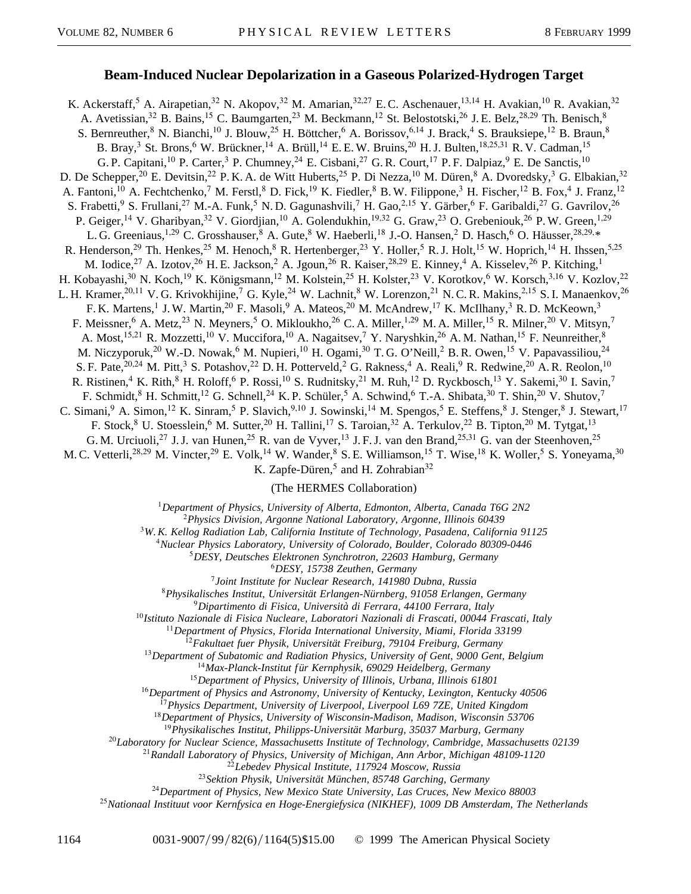# Beam-Induced Nuclear Depolarization in a Gaseous Polarized-Hydrogen Target

K. Ackerstaff,[5] A. Airapetian,[32] N. Akopov,[32] M. Amarian,[32,27] E. C. Aschenauer,[13,14] H. Avakian,[10] R. Avakian,[32] A. Avetissian,[32] B. Bains,[15] C. Baumgarten,[23] M. Beckmann,[12] St. Belostotski,[26] J. E. Belz,[28,29] Th. Benisch,[8] S. Bernreuther,[8] N. Bianchi,[10] J. Blouw,[25] H. Böttcher,[6] A. Borissov,[6,14] J. Brack,[4] S. Brauksiepe,[12] B. Braun,[8] B. Bray,[3] St. Brons,[6] W. Brückner,[14] A. Brüll,[14] E. E. W. Bruins,[20] H. J. Bulten,[18,25,31] R. V. Cadman,[15] G. P. Capitani,[10] P. Carter,[3] P. Chumney,[24] E. Cisbani,[27] G. R. Court,[17] P. F. Dalpiaz,[9] E. De Sanctis,[10] D. De Schepper,[20] E. Devitsin,[22] P. K. A. de Witt Huberts,[25] P. Di Nezza,[10] M. Düren,[8] A. Dvoredsky,[3] G. Elbakian,[32] A. Fantoni,[10] A. Fechtchenko,[7] M. Ferstl,[8] D. Fick,[19] K. Fiedler,[8] B. W. Filippone,[3] H. Fischer,[12] B. Fox,[4] J. Franz,[12] S. Frabetti,[9] S. Frullani,[27] M.-A. Funk,[5] N. D. Gagunashvili,[7] H. Gao,[2,15] Y. Gärber,[6] F. Garibaldi,[27] G. Gavrilov,[26] P. Geiger,[14] V. Gharibyan,[32] V. Giordjian,[10] A. Golendukhin,[19,32] G. Graw,[23] O. Grebeniouk,[26] P. W. Green,[1,29] L. G. Greeniaus,[1,29] C. Grosshauser,[8] A. Gute,[8] W. Haeberli,[18] J.-O. Hansen,[2] D. Hasch,[6] O. Häusser,[28,29,*] R. Henderson,[29] Th. Henkes,[25] M. Henoch,[8] R. Hertenberger,[23] Y. Holler,[5] R. J. Holt,[15] W. Hoprich,[14] H. Ihssen,[5,25] M. Iodice,[27] A. Izotov,[26] H. E. Jackson,[2] A. Jgoun,[26] R. Kaiser,[28,29] E. Kinney,[4] A. Kisselev,[26] P. Kitching,[1] H. Kobayashi,[30] N. Koch,[19] K. Königsmann,[12] M. Kolstein,[25] H. Kolster,[23] V. Korotkov,[6] W. Korsch,[3,16] V. Kozlov,[22] L. H. Kramer,[20,11] V. G. Krivokhijine,[7] G. Kyle,[24] W. Lachnit,[8] W. Lorenzon,[21] N. C. R. Makins,[2,15] S. I. Manaenkov,[26] F. K. Martens,[1] J. W. Martin,[20] F. Masoli,[9] A. Mateos,[20] M. McAndrew,[17] K. McIlhany,[3] R. D. McKeown,[3] F. Meissner,[6] A. Metz,[23] N. Meyners,[5] O. Mikloukho,[26] C. A. Miller,[1,29] M. A. Miller,[15] R. Milner,[20] V. Mitsyn,[7] A. Most,[15,21] R. Mozzetti,[10] V. Muccifora,[10] A. Nagaitsev,[7] Y. Naryshkin,[26] A. M. Nathan,[15] F. Neunreither,[8] M. Niczyporuk,[20] W.-D. Nowak,[6] M. Nupieri,[10] H. Ogami,[30] T. G. O'Neill,[2] B. R. Owen,[15] V. Papavassiliou,[24] S. F. Pate,[20,24] M. Pitt,[3] S. Potashov,[22] D. H. Potterveld,[2] G. Rakness,[4] A. Reali,[9] R. Redwine,[20] A. R. Reolon,[10] R. Ristinen,[4] K. Rith,[8] H. Roloff,[6] P. Rossi,[10] S. Rudnitsky,[21] M. Ruh,[12] D. Ryckbosch,[13] Y. Sakemi,[30] I. Savin,[7] F. Schmidt,[8] H. Schmitt,[12] G. Schnell,[24] K. P. Schüler,[5] A. Schwind,[6] T.-A. Shibata,[30] T. Shin,[20] V. Shutov,[7] C. Simani,[9] A. Simon,[12] K. Sinram,[5] P. Slavich,[9,10] J. Sowinski,[14] M. Spengos,[5] E. Steffens,[8] J. Stenger,[8] J. Stewart,[17] F. Stock,[8] U. Stoesslein,[6] M. Sutter,[20] H. Tallini,[17] S. Taroian,[32] A. Terkulov,[22] B. Tipton,[20] M. Tytgat,[13] G. M. Urciuoli,[27] J. J. van Hunen,[25] R. van de Vyver,[13] J. F. J. van den Brand,[25,31] G. van der Steenhoven,[25] M. C. Vetterli,[28,29] M. Vincter,[29] E. Volk,[14] W. Wander,[8] S. E. Williamson,[15] T. Wise,[18] K. Woller,[5] S. Yoneyama,[30] K. Zapfe-Düren,[5] and H. Zohrabian[32]

(The HERMES Collaboration)

[1]*Department of Physics, University of Alberta, Edmonton, Alberta, Canada T6G 2N2*
[2]*Physics Division, Argonne National Laboratory, Argonne, Illinois 60439*
[3]*W. K. Kellog Radiation Lab, California Institute of Technology, Pasadena, California 91125*
[4]*Nuclear Physics Laboratory, University of Colorado, Boulder, Colorado 80309-0446*
[5]*DESY, Deutsches Elektronen Synchrotron, 22603 Hamburg, Germany*
[6]*DESY, 15738 Zeuthen, Germany*
[7]*Joint Institute for Nuclear Research, 141980 Dubna, Russia*
[8]*Physikalisches Institut, Universität Erlangen-Nürnberg, 91058 Erlangen, Germany*
[9]*Dipartimento di Fisica, Università di Ferrara, 44100 Ferrara, Italy*
[10]*Istituto Nazionale di Fisica Nucleare, Laboratori Nazionali di Frascati, 00044 Frascati, Italy*
[11]*Department of Physics, Florida International University, Miami, Florida 33199*
[12]*Fakultaet fuer Physik, Universität Freiburg, 79104 Freiburg, Germany*
[13]*Department of Subatomic and Radiation Physics, University of Gent, 9000 Gent, Belgium*
[14]*Max-Planck-Institut für Kernphysik, 69029 Heidelberg, Germany*
[15]*Department of Physics, University of Illinois, Urbana, Illinois 61801*
[16]*Department of Physics and Astronomy, University of Kentucky, Lexington, Kentucky 40506*
[17]*Physics Department, University of Liverpool, Liverpool L69 7ZE, United Kingdom*
[18]*Department of Physics, University of Wisconsin-Madison, Madison, Wisconsin 53706*
[19]*Physikalisches Institut, Philipps-Universität Marburg, 35037 Marburg, Germany*
[20]*Laboratory for Nuclear Science, Massachusetts Institute of Technology, Cambridge, Massachusetts 02139*
[21]*Randall Laboratory of Physics, University of Michigan, Ann Arbor, Michigan 48109-1120*
[22]*Lebedev Physical Institute, 117924 Moscow, Russia*
[23]*Sektion Physik, Universität München, 85748 Garching, Germany*
[24]*Department of Physics, New Mexico State University, Las Cruces, New Mexico 88003*
[25]*Nationaal Instituut voor Kernfysica en Hoge-Energiefysica (NIKHEF), 1009 DB Amsterdam, The Netherlands*

0031-9007/99/82(6)/1164(5)$15.00 © 1999 The American Physical Society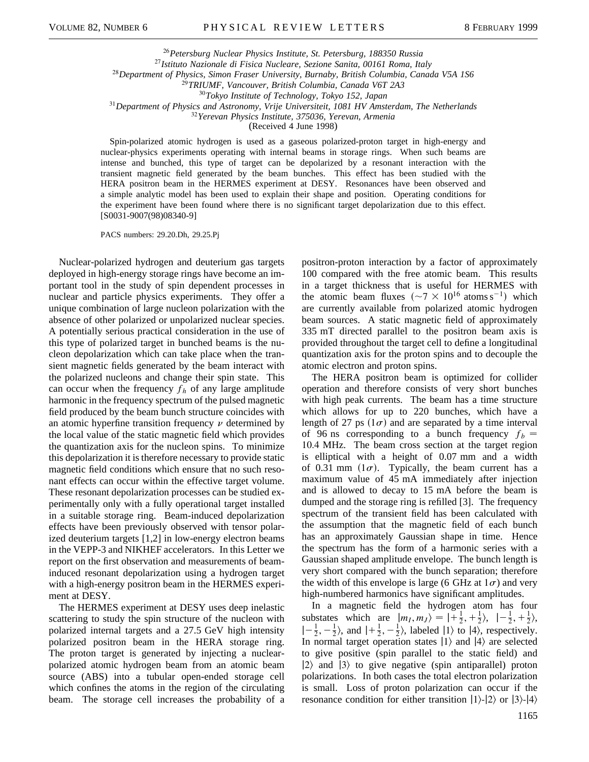[26]Petersburg Nuclear Physics Institute, St. Petersburg, 188350 Russia
[27]Istituto Nazionale di Fisica Nucleare, Sezione Sanita, 00161 Roma, Italy
[28]Department of Physics, Simon Fraser University, Burnaby, British Columbia, Canada V5A 1S6
[29]TRIUMF, Vancouver, British Columbia, Canada V6T 2A3
[30]Tokyo Institute of Technology, Tokyo 152, Japan
[31]Department of Physics and Astronomy, Vrije Universiteit, 1081 HV Amsterdam, The Netherlands
[32]Yerevan Physics Institute, 375036, Yerevan, Armenia
(Received 4 June 1998)

Spin-polarized atomic hydrogen is used as a gaseous polarized-proton target in high-energy and nuclear-physics experiments operating with internal beams in storage rings. When such beams are intense and bunched, this type of target can be depolarized by a resonant interaction with the transient magnetic field generated by the beam bunches. This effect has been studied with the HERA positron beam in the HERMES experiment at DESY. Resonances have been observed and a simple analytic model has been used to explain their shape and position. Operating conditions for the experiment have been found where there is no significant target depolarization due to this effect. [S0031-9007(98)08340-9]

PACS numbers: 29.20.Dh, 29.25.Pj

Nuclear-polarized hydrogen and deuterium gas targets deployed in high-energy storage rings have become an important tool in the study of spin dependent processes in nuclear and particle physics experiments. They offer a unique combination of large nucleon polarization with the absence of other polarized or unpolarized nuclear species. A potentially serious practical consideration in the use of this type of polarized target in bunched beams is the nucleon depolarization which can take place when the transient magnetic fields generated by the beam interact with the polarized nucleons and change their spin state. This can occur when the frequency $f_h$ of any large amplitude harmonic in the frequency spectrum of the pulsed magnetic field produced by the beam bunch structure coincides with an atomic hyperfine transition frequency $\nu$ determined by the local value of the static magnetic field which provides the quantization axis for the nucleon spins. To minimize this depolarization it is therefore necessary to provide static magnetic field conditions which ensure that no such resonant effects can occur within the effective target volume. These resonant depolarization processes can be studied experimentally only with a fully operational target installed in a suitable storage ring. Beam-induced depolarization effects have been previously observed with tensor polarized deuterium targets [1,2] in low-energy electron beams in the VEPP-3 and NIKHEF accelerators. In this Letter we report on the first observation and measurements of beam-induced resonant depolarization using a hydrogen target with a high-energy positron beam in the HERMES experiment at DESY.

The HERMES experiment at DESY uses deep inelastic scattering to study the spin structure of the nucleon with polarized internal targets and a 27.5 GeV high intensity polarized positron beam in the HERA storage ring. The proton target is generated by injecting a nuclear-polarized atomic hydrogen beam from an atomic beam source (ABS) into a tubular open-ended storage cell which confines the atoms in the region of the circulating beam. The storage cell increases the probability of a positron-proton interaction by a factor of approximately 100 compared with the free atomic beam. This results in a target thickness that is useful for HERMES with the atomic beam fluxes ($\sim 7 \times 10^{16}$ atoms $\mathrm{s}^{-1}$) which are currently available from polarized atomic hydrogen beam sources. A static magnetic field of approximately 335 mT directed parallel to the positron beam axis is provided throughout the target cell to define a longitudinal quantization axis for the proton spins and to decouple the atomic electron and proton spins.

The HERA positron beam is optimized for collider operation and therefore consists of very short bunches with high peak currents. The beam has a time structure which allows for up to 220 bunches, which have a length of 27 ps ($1\sigma$) and are separated by a time interval of 96 ns corresponding to a bunch frequency $f_b = 10.4$ MHz. The beam cross section at the target region is elliptical with a height of 0.07 mm and a width of 0.31 mm ($1\sigma$). Typically, the beam current has a maximum value of 45 mA immediately after injection and is allowed to decay to 15 mA before the beam is dumped and the storage ring is refilled [3]. The frequency spectrum of the transient field has been calculated with the assumption that the magnetic field of each bunch has an approximately Gaussian shape in time. Hence the spectrum has the form of a harmonic series with a Gaussian shaped amplitude envelope. The bunch length is very short compared with the bunch separation; therefore the width of this envelope is large (6 GHz at $1\sigma$) and very high-numbered harmonics have significant amplitudes.

In a magnetic field the hydrogen atom has four substates which are $|m_I, m_J\rangle = |+\frac{1}{2}, +\frac{1}{2}\rangle$, $|-\frac{1}{2}, +\frac{1}{2}\rangle$, $|-\frac{1}{2}, -\frac{1}{2}\rangle$, and $|+\frac{1}{2}, -\frac{1}{2}\rangle$, labeled $|1\rangle$ to $|4\rangle$, respectively. In normal target operation states $|1\rangle$ and $|4\rangle$ are selected to give positive (spin parallel to the static field) and $|2\rangle$ and $|3\rangle$ to give negative (spin antiparallel) proton polarizations. In both cases the total electron polarization is small. Loss of proton polarization can occur if the resonance condition for either transition $|1\rangle$-$|2\rangle$ or $|3\rangle$-$|4\rangle$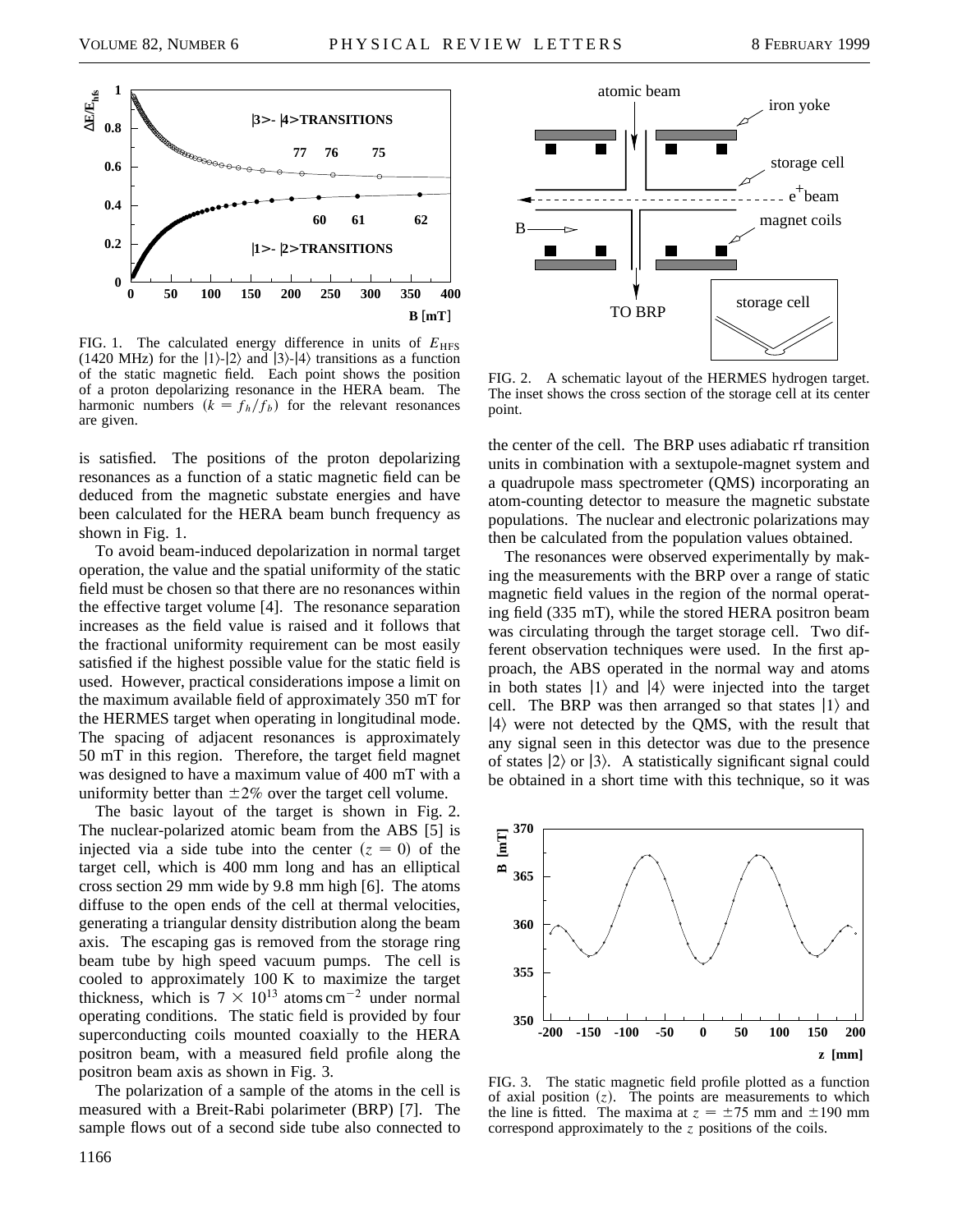FIG. 1. The calculated energy difference in units of $E_{\rm HFS}$ (1420 MHz) for the $|1\rangle$-$|2\rangle$ and $|3\rangle$-$|4\rangle$ transitions as a function of the static magnetic field. Each point shows the position of a proton depolarizing resonance in the HERA beam. The harmonic numbers ($k = f_h/f_b$) for the relevant resonances are given.

is satisfied. The positions of the proton depolarizing resonances as a function of a static magnetic field can be deduced from the magnetic substate energies and have been calculated for the HERA beam bunch frequency as shown in Fig. 1.

To avoid beam-induced depolarization in normal target operation, the value and the spatial uniformity of the static field must be chosen so that there are no resonances within the effective target volume [4]. The resonance separation increases as the field value is raised and it follows that the fractional uniformity requirement can be most easily satisfied if the highest possible value for the static field is used. However, practical considerations impose a limit on the maximum available field of approximately 350 mT for the HERMES target when operating in longitudinal mode. The spacing of adjacent resonances is approximately 50 mT in this region. Therefore, the target field magnet was designed to have a maximum value of 400 mT with a uniformity better than $\pm 2\%$ over the target cell volume.

The basic layout of the target is shown in Fig. 2. The nuclear-polarized atomic beam from the ABS [5] is injected via a side tube into the center ($z = 0$) of the target cell, which is 400 mm long and has an elliptical cross section 29 mm wide by 9.8 mm high [6]. The atoms diffuse to the open ends of the cell at thermal velocities, generating a triangular density distribution along the beam axis. The escaping gas is removed from the storage ring beam tube by high speed vacuum pumps. The cell is cooled to approximately 100 K to maximize the target thickness, which is $7 \times 10^{13}$ atoms cm$^{-2}$ under normal operating conditions. The static field is provided by four superconducting coils mounted coaxially to the HERA positron beam, with a measured field profile along the positron beam axis as shown in Fig. 3.

The polarization of a sample of the atoms in the cell is measured with a Breit-Rabi polarimeter (BRP) [7]. The sample flows out of a second side tube also connected to the center of the cell. The BRP uses adiabatic rf transition units in combination with a sextupole-magnet system and a quadrupole mass spectrometer (QMS) incorporating an atom-counting detector to measure the magnetic substate populations. The nuclear and electronic polarizations may then be calculated from the population values obtained.

FIG. 2. A schematic layout of the HERMES hydrogen target. The inset shows the cross section of the storage cell at its center point.

The resonances were observed experimentally by making the measurements with the BRP over a range of static magnetic field values in the region of the normal operating field (335 mT), while the stored HERA positron beam was circulating through the target storage cell. Two different observation techniques were used. In the first approach, the ABS operated in the normal way and atoms in both states $|1\rangle$ and $|4\rangle$ were injected into the target cell. The BRP was then arranged so that states $|1\rangle$ and $|4\rangle$ were not detected by the QMS, with the result that any signal seen in this detector was due to the presence of states $|2\rangle$ or $|3\rangle$. A statistically significant signal could be obtained in a short time with this technique, so it was

FIG. 3. The static magnetic field profile plotted as a function of axial position ($z$). The points are measurements to which the line is fitted. The maxima at $z = \pm 75$ mm and $\pm 190$ mm correspond approximately to the $z$ positions of the coils.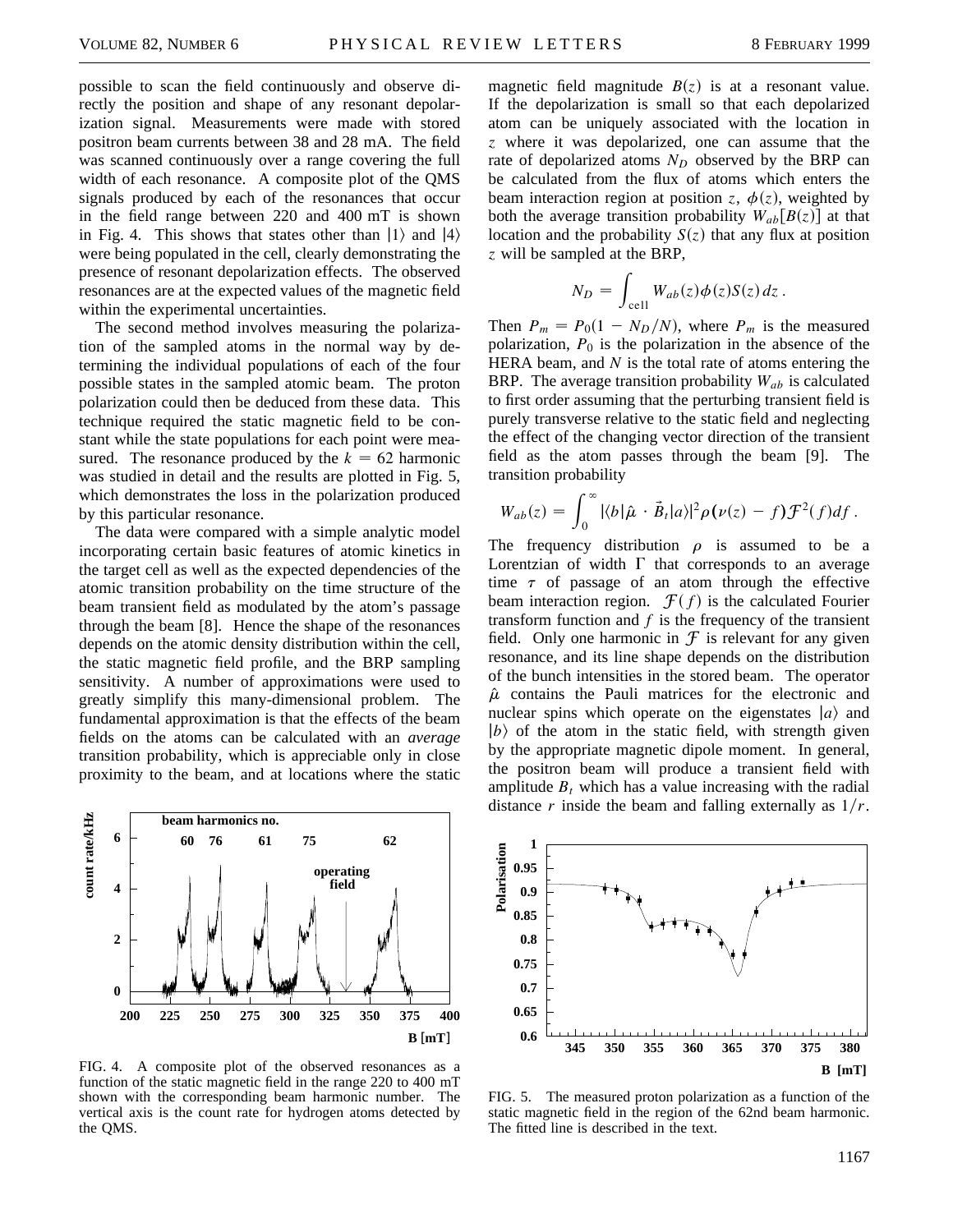possible to scan the field continuously and observe directly the position and shape of any resonant depolarization signal. Measurements were made with stored positron beam currents between 38 and 28 mA. The field was scanned continuously over a range covering the full width of each resonance. A composite plot of the QMS signals produced by each of the resonances that occur in the field range between 220 and 400 mT is shown in Fig. 4. This shows that states other than $|1\rangle$ and $|4\rangle$ were being populated in the cell, clearly demonstrating the presence of resonant depolarization effects. The observed resonances are at the expected values of the magnetic field within the experimental uncertainties.

The second method involves measuring the polarization of the sampled atoms in the normal way by determining the individual populations of each of the four possible states in the sampled atomic beam. The proton polarization could then be deduced from these data. This technique required the static magnetic field to be constant while the state populations for each point were measured. The resonance produced by the $k = 62$ harmonic was studied in detail and the results are plotted in Fig. 5, which demonstrates the loss in the polarization produced by this particular resonance.

The data were compared with a simple analytic model incorporating certain basic features of atomic kinetics in the target cell as well as the expected dependencies of the atomic transition probability on the time structure of the beam transient field as modulated by the atom's passage through the beam [8]. Hence the shape of the resonances depends on the atomic density distribution within the cell, the static magnetic field profile, and the BRP sampling sensitivity. A number of approximations were used to greatly simplify this many-dimensional problem. The fundamental approximation is that the effects of the beam fields on the atoms can be calculated with an *average* transition probability, which is appreciable only in close proximity to the beam, and at locations where the static magnetic field magnitude $B(z)$ is at a resonant value. If the depolarization is small so that each depolarized atom can be uniquely associated with the location in $z$ where it was depolarized, one can assume that the rate of depolarized atoms $N_D$ observed by the BRP can be calculated from the flux of atoms which enters the beam interaction region at position $z$, $\phi(z)$, weighted by both the average transition probability $W_{ab}[B(z)]$ at that location and the probability $S(z)$ that any flux at position $z$ will be sampled at the BRP,

$$N_D = \int_{\text{cell}} W_{ab}(z)\phi(z)S(z)\,dz\,.$$

Then $P_m = P_0(1 - N_D/N)$, where $P_m$ is the measured polarization, $P_0$ is the polarization in the absence of the HERA beam, and $N$ is the total rate of atoms entering the BRP. The average transition probability $W_{ab}$ is calculated to first order assuming that the perturbing transient field is purely transverse relative to the static field and neglecting the effect of the changing vector direction of the transient field as the atom passes through the beam [9]. The transition probability

$$W_{ab}(z) = \int_0^\infty |\langle b|\hat{\mu} \cdot \vec{B}_t|a\rangle|^2 \rho(\nu(z) - f)\mathcal{F}^2(f)df\,.$$

The frequency distribution $\rho$ is assumed to be a Lorentzian of width $\Gamma$ that corresponds to an average time $\tau$ of passage of an atom through the effective beam interaction region. $\mathcal{F}(f)$ is the calculated Fourier transform function and $f$ is the frequency of the transient field. Only one harmonic in $\mathcal{F}$ is relevant for any given resonance, and its line shape depends on the distribution of the bunch intensities in the stored beam. The operator $\hat{\mu}$ contains the Pauli matrices for the electronic and nuclear spins which operate on the eigenstates $|a\rangle$ and $|b\rangle$ of the atom in the static field, with strength given by the appropriate magnetic dipole moment. In general, the positron beam will produce a transient field with amplitude $B_t$ which has a value increasing with the radial distance $r$ inside the beam and falling externally as $1/r$.

FIG. 4. A composite plot of the observed resonances as a function of the static magnetic field in the range 220 to 400 mT shown with the corresponding beam harmonic number. The vertical axis is the count rate for hydrogen atoms detected by the QMS.

FIG. 5. The measured proton polarization as a function of the static magnetic field in the region of the 62nd beam harmonic. The fitted line is described in the text.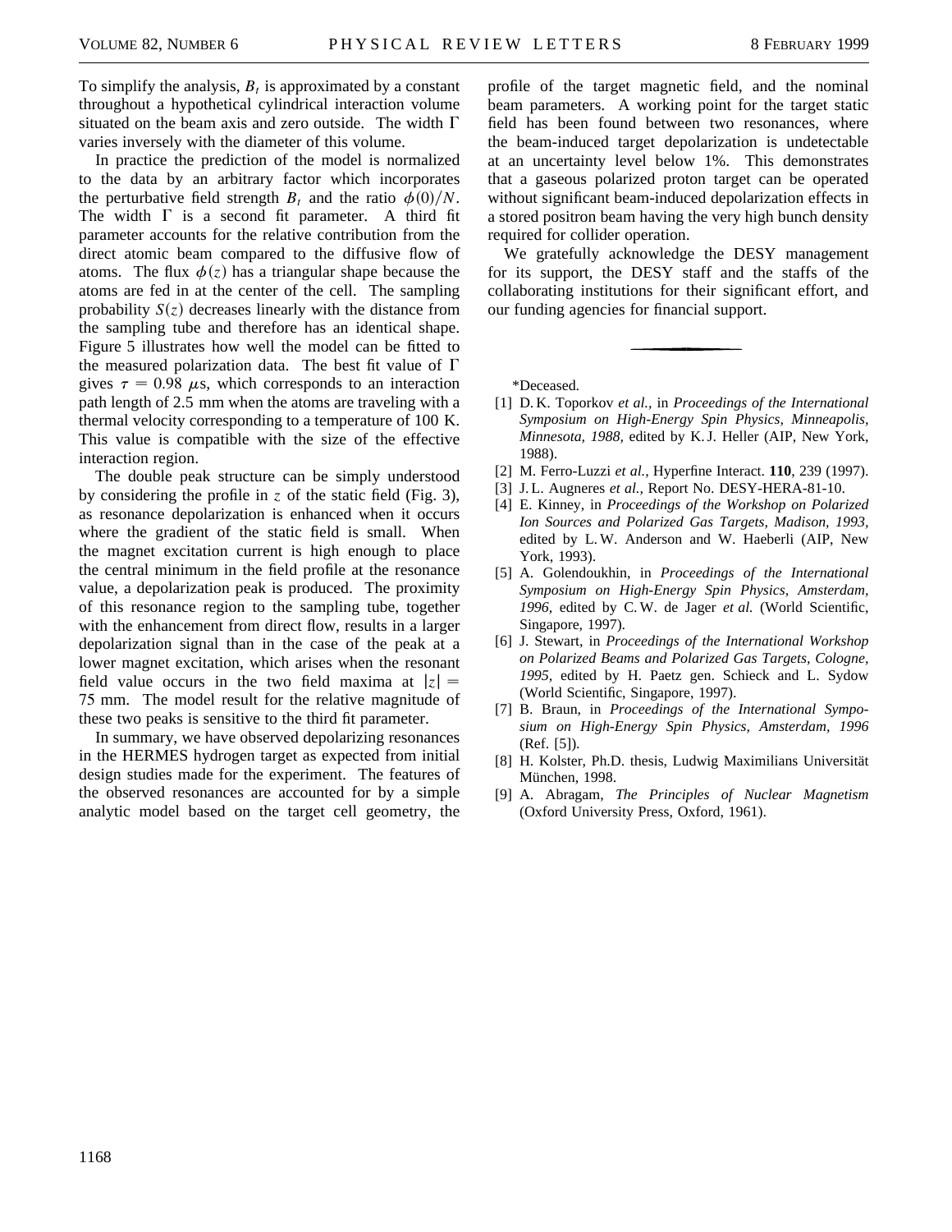To simplify the analysis, $B_t$ is approximated by a constant throughout a hypothetical cylindrical interaction volume situated on the beam axis and zero outside. The width $\Gamma$ varies inversely with the diameter of this volume.

In practice the prediction of the model is normalized to the data by an arbitrary factor which incorporates the perturbative field strength $B_t$ and the ratio $\phi(0)/N$. The width $\Gamma$ is a second fit parameter. A third fit parameter accounts for the relative contribution from the direct atomic beam compared to the diffusive flow of atoms. The flux $\phi(z)$ has a triangular shape because the atoms are fed in at the center of the cell. The sampling probability $S(z)$ decreases linearly with the distance from the sampling tube and therefore has an identical shape. Figure 5 illustrates how well the model can be fitted to the measured polarization data. The best fit value of $\Gamma$ gives $\tau = 0.98$ $\mu$s, which corresponds to an interaction path length of 2.5 mm when the atoms are traveling with a thermal velocity corresponding to a temperature of 100 K. This value is compatible with the size of the effective interaction region.

The double peak structure can be simply understood by considering the profile in $z$ of the static field (Fig. 3), as resonance depolarization is enhanced when it occurs where the gradient of the static field is small. When the magnet excitation current is high enough to place the central minimum in the field profile at the resonance value, a depolarization peak is produced. The proximity of this resonance region to the sampling tube, together with the enhancement from direct flow, results in a larger depolarization signal than in the case of the peak at a lower magnet excitation, which arises when the resonant field value occurs in the two field maxima at $|z| = 75$ mm. The model result for the relative magnitude of these two peaks is sensitive to the third fit parameter.

In summary, we have observed depolarizing resonances in the HERMES hydrogen target as expected from initial design studies made for the experiment. The features of the observed resonances are accounted for by a simple analytic model based on the target cell geometry, the profile of the target magnetic field, and the nominal beam parameters. A working point for the target static field has been found between two resonances, where the beam-induced target depolarization is undetectable at an uncertainty level below 1%. This demonstrates that a gaseous polarized proton target can be operated without significant beam-induced depolarization effects in a stored positron beam having the very high bunch density required for collider operation.

We gratefully acknowledge the DESY management for its support, the DESY staff and the staffs of the collaborating institutions for their significant effort, and our funding agencies for financial support.

---

*Deceased.

[1] D. K. Toporkov *et al.*, in *Proceedings of the International Symposium on High-Energy Spin Physics, Minneapolis, Minnesota, 1988*, edited by K. J. Heller (AIP, New York, 1988).

[2] M. Ferro-Luzzi *et al.*, Hyperfine Interact. **110**, 239 (1997).

[3] J. L. Augneres *et al.*, Report No. DESY-HERA-81-10.

[4] E. Kinney, in *Proceedings of the Workshop on Polarized Ion Sources and Polarized Gas Targets, Madison, 1993*, edited by L. W. Anderson and W. Haeberli (AIP, New York, 1993).

[5] A. Golendoukhin, in *Proceedings of the International Symposium on High-Energy Spin Physics, Amsterdam, 1996*, edited by C. W. de Jager *et al.* (World Scientific, Singapore, 1997).

[6] J. Stewart, in *Proceedings of the International Workshop on Polarized Beams and Polarized Gas Targets, Cologne, 1995*, edited by H. Paetz gen. Schieck and L. Sydow (World Scientific, Singapore, 1997).

[7] B. Braun, in *Proceedings of the International Symposium on High-Energy Spin Physics, Amsterdam, 1996* (Ref. [5]).

[8] H. Kolster, Ph.D. thesis, Ludwig Maximilians Universität München, 1998.

[9] A. Abragam, *The Principles of Nuclear Magnetism* (Oxford University Press, Oxford, 1961).